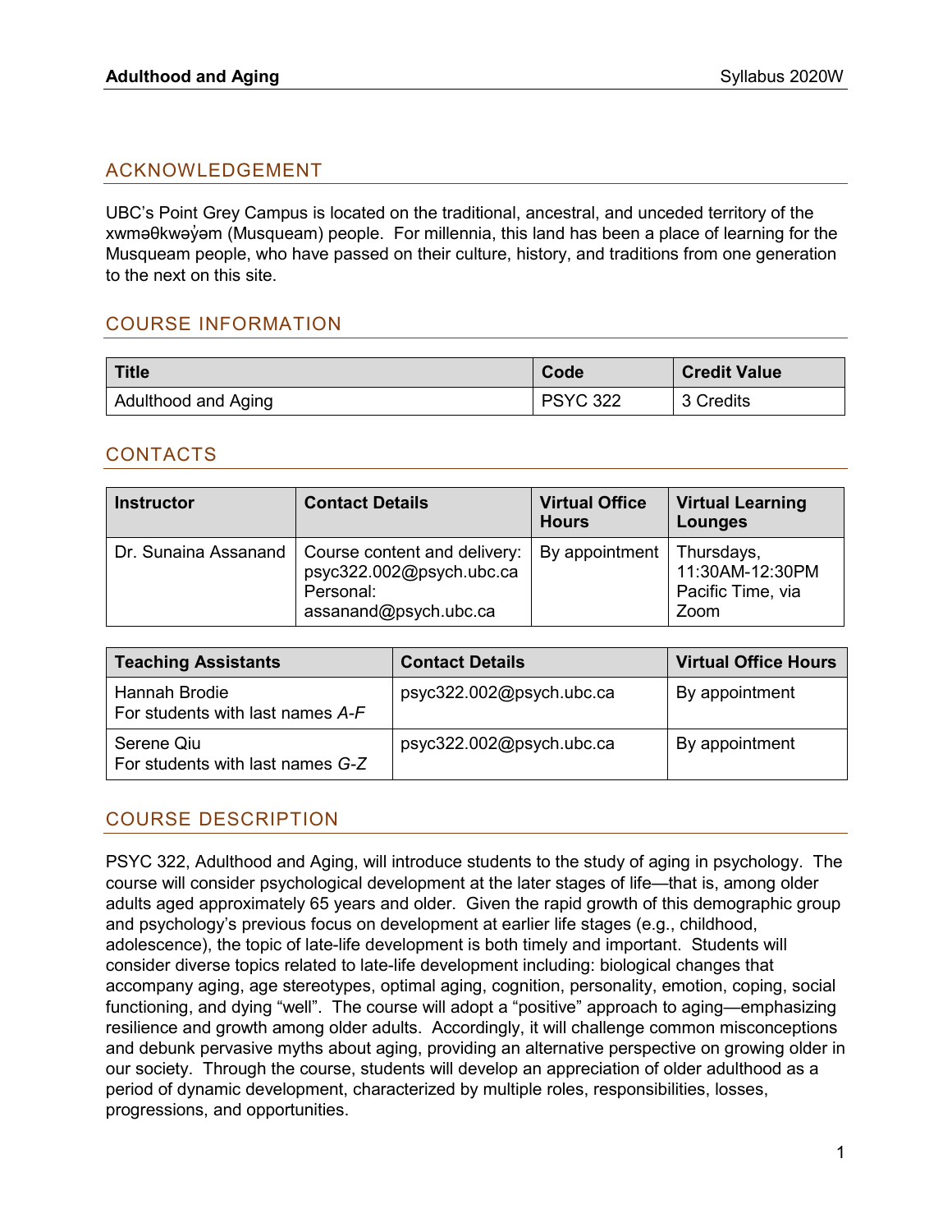## ACKNOWLEDGEMENT

UBC's Point Grey Campus is located on the traditional, ancestral, and unceded territory of the xwməθkwəy̓əm (Musqueam) people. For millennia, this land has been a place of learning for the Musqueam people, who have passed on their culture, history, and traditions from one generation to the next on this site.

## COURSE INFORMATION

| Title | Code | Credit Value |
|---|---|---|
| Adulthood and Aging | PSYC 322 | 3 Credits |

## CONTACTS

| Instructor | Contact Details | Virtual Office Hours | Virtual Learning Lounges |
|---|---|---|---|
| Dr. Sunaina Assanand | Course content and delivery: psyc322.002@psych.ubc.ca<br>Personal: assanand@psych.ubc.ca | By appointment | Thursdays, 11:30AM-12:30PM Pacific Time, via Zoom |

| Teaching Assistants | Contact Details | Virtual Office Hours |
|---|---|---|
| Hannah Brodie<br>For students with last names *A-F* | psyc322.002@psych.ubc.ca | By appointment |
| Serene Qiu<br>For students with last names *G-Z* | psyc322.002@psych.ubc.ca | By appointment |

## COURSE DESCRIPTION

PSYC 322, Adulthood and Aging, will introduce students to the study of aging in psychology. The course will consider psychological development at the later stages of life—that is, among older adults aged approximately 65 years and older. Given the rapid growth of this demographic group and psychology's previous focus on development at earlier life stages (e.g., childhood, adolescence), the topic of late-life development is both timely and important. Students will consider diverse topics related to late-life development including: biological changes that accompany aging, age stereotypes, optimal aging, cognition, personality, emotion, coping, social functioning, and dying "well". The course will adopt a "positive" approach to aging—emphasizing resilience and growth among older adults. Accordingly, it will challenge common misconceptions and debunk pervasive myths about aging, providing an alternative perspective on growing older in our society. Through the course, students will develop an appreciation of older adulthood as a period of dynamic development, characterized by multiple roles, responsibilities, losses, progressions, and opportunities.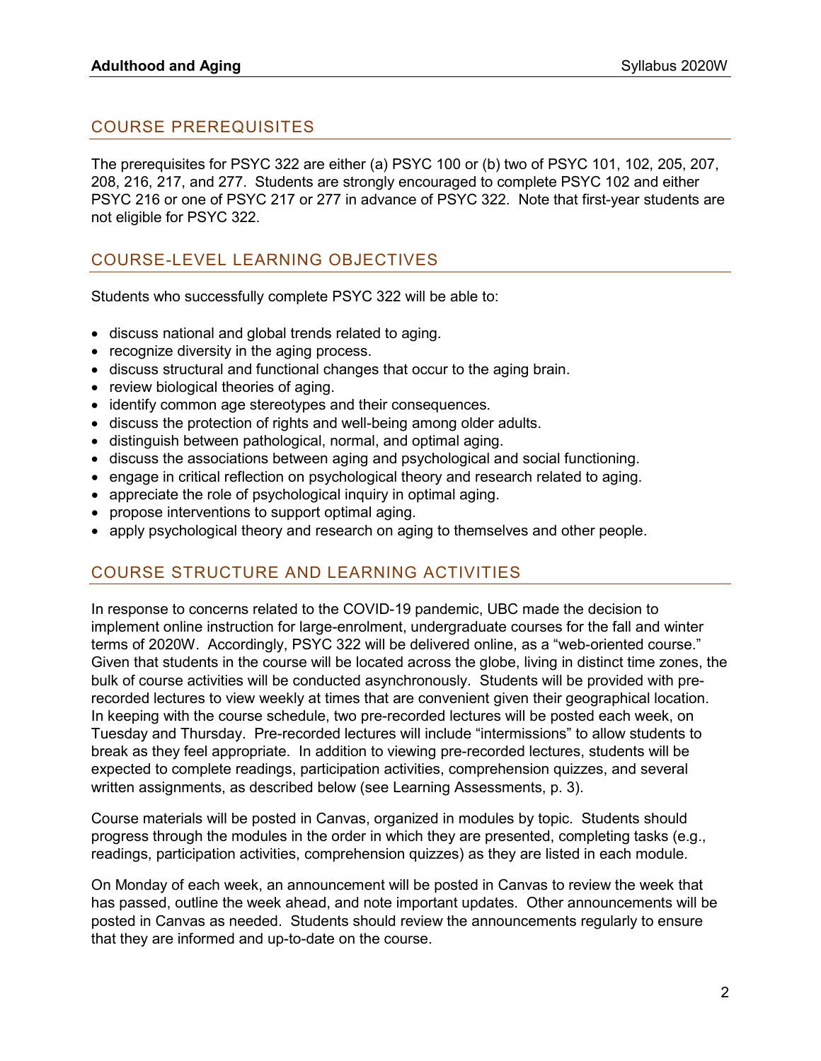## COURSE PREREQUISITES

The prerequisites for PSYC 322 are either (a) PSYC 100 or (b) two of PSYC 101, 102, 205, 207, 208, 216, 217, and 277. Students are strongly encouraged to complete PSYC 102 and either PSYC 216 or one of PSYC 217 or 277 in advance of PSYC 322. Note that first-year students are not eligible for PSYC 322.

## COURSE-LEVEL LEARNING OBJECTIVES

Students who successfully complete PSYC 322 will be able to:

- discuss national and global trends related to aging.
- recognize diversity in the aging process.
- discuss structural and functional changes that occur to the aging brain.
- review biological theories of aging.
- identify common age stereotypes and their consequences.
- discuss the protection of rights and well-being among older adults.
- distinguish between pathological, normal, and optimal aging.
- discuss the associations between aging and psychological and social functioning.
- engage in critical reflection on psychological theory and research related to aging.
- appreciate the role of psychological inquiry in optimal aging.
- propose interventions to support optimal aging.
- apply psychological theory and research on aging to themselves and other people.

## COURSE STRUCTURE AND LEARNING ACTIVITIES

In response to concerns related to the COVID-19 pandemic, UBC made the decision to implement online instruction for large-enrolment, undergraduate courses for the fall and winter terms of 2020W. Accordingly, PSYC 322 will be delivered online, as a "web-oriented course." Given that students in the course will be located across the globe, living in distinct time zones, the bulk of course activities will be conducted asynchronously. Students will be provided with pre-recorded lectures to view weekly at times that are convenient given their geographical location. In keeping with the course schedule, two pre-recorded lectures will be posted each week, on Tuesday and Thursday. Pre-recorded lectures will include "intermissions" to allow students to break as they feel appropriate. In addition to viewing pre-recorded lectures, students will be expected to complete readings, participation activities, comprehension quizzes, and several written assignments, as described below (see Learning Assessments, p. 3).

Course materials will be posted in Canvas, organized in modules by topic. Students should progress through the modules in the order in which they are presented, completing tasks (e.g., readings, participation activities, comprehension quizzes) as they are listed in each module.

On Monday of each week, an announcement will be posted in Canvas to review the week that has passed, outline the week ahead, and note important updates. Other announcements will be posted in Canvas as needed. Students should review the announcements regularly to ensure that they are informed and up-to-date on the course.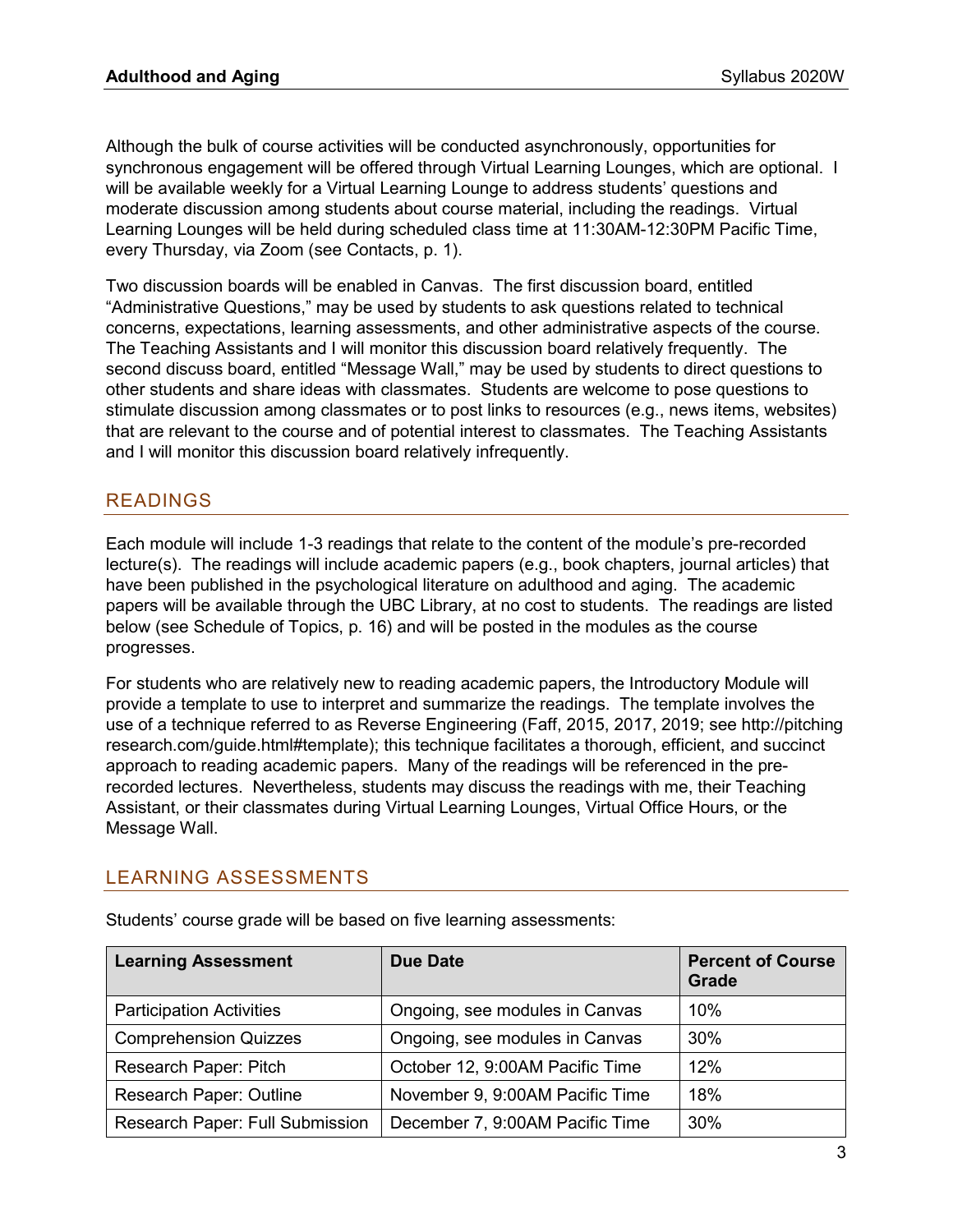Although the bulk of course activities will be conducted asynchronously, opportunities for synchronous engagement will be offered through Virtual Learning Lounges, which are optional. I will be available weekly for a Virtual Learning Lounge to address students' questions and moderate discussion among students about course material, including the readings. Virtual Learning Lounges will be held during scheduled class time at 11:30AM-12:30PM Pacific Time, every Thursday, via Zoom (see Contacts, p. 1).

Two discussion boards will be enabled in Canvas. The first discussion board, entitled "Administrative Questions," may be used by students to ask questions related to technical concerns, expectations, learning assessments, and other administrative aspects of the course. The Teaching Assistants and I will monitor this discussion board relatively frequently. The second discuss board, entitled "Message Wall," may be used by students to direct questions to other students and share ideas with classmates. Students are welcome to pose questions to stimulate discussion among classmates or to post links to resources (e.g., news items, websites) that are relevant to the course and of potential interest to classmates. The Teaching Assistants and I will monitor this discussion board relatively infrequently.

## READINGS

Each module will include 1-3 readings that relate to the content of the module's pre-recorded lecture(s). The readings will include academic papers (e.g., book chapters, journal articles) that have been published in the psychological literature on adulthood and aging. The academic papers will be available through the UBC Library, at no cost to students. The readings are listed below (see Schedule of Topics, p. 16) and will be posted in the modules as the course progresses.

For students who are relatively new to reading academic papers, the Introductory Module will provide a template to use to interpret and summarize the readings. The template involves the use of a technique referred to as Reverse Engineering (Faff, 2015, 2017, 2019; see http://pitchingresearch.com/guide.html#template); this technique facilitates a thorough, efficient, and succinct approach to reading academic papers. Many of the readings will be referenced in the pre-recorded lectures. Nevertheless, students may discuss the readings with me, their Teaching Assistant, or their classmates during Virtual Learning Lounges, Virtual Office Hours, or the Message Wall.

## LEARNING ASSESSMENTS

Students' course grade will be based on five learning assessments:

| Learning Assessment | Due Date | Percent of Course Grade |
|---|---|---|
| Participation Activities | Ongoing, see modules in Canvas | 10% |
| Comprehension Quizzes | Ongoing, see modules in Canvas | 30% |
| Research Paper: Pitch | October 12, 9:00AM Pacific Time | 12% |
| Research Paper: Outline | November 9, 9:00AM Pacific Time | 18% |
| Research Paper: Full Submission | December 7, 9:00AM Pacific Time | 30% |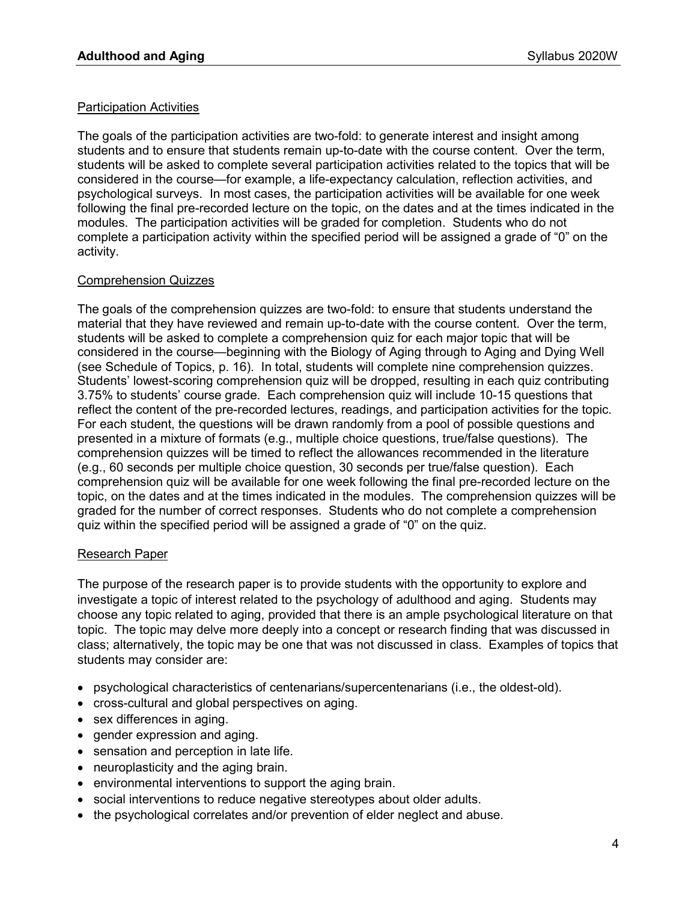### Participation Activities

The goals of the participation activities are two-fold: to generate interest and insight among students and to ensure that students remain up-to-date with the course content. Over the term, students will be asked to complete several participation activities related to the topics that will be considered in the course—for example, a life-expectancy calculation, reflection activities, and psychological surveys. In most cases, the participation activities will be available for one week following the final pre-recorded lecture on the topic, on the dates and at the times indicated in the modules. The participation activities will be graded for completion. Students who do not complete a participation activity within the specified period will be assigned a grade of "0" on the activity.

### Comprehension Quizzes

The goals of the comprehension quizzes are two-fold: to ensure that students understand the material that they have reviewed and remain up-to-date with the course content. Over the term, students will be asked to complete a comprehension quiz for each major topic that will be considered in the course—beginning with the Biology of Aging through to Aging and Dying Well (see Schedule of Topics, p. 16). In total, students will complete nine comprehension quizzes. Students' lowest-scoring comprehension quiz will be dropped, resulting in each quiz contributing 3.75% to students' course grade. Each comprehension quiz will include 10-15 questions that reflect the content of the pre-recorded lectures, readings, and participation activities for the topic. For each student, the questions will be drawn randomly from a pool of possible questions and presented in a mixture of formats (e.g., multiple choice questions, true/false questions). The comprehension quizzes will be timed to reflect the allowances recommended in the literature (e.g., 60 seconds per multiple choice question, 30 seconds per true/false question). Each comprehension quiz will be available for one week following the final pre-recorded lecture on the topic, on the dates and at the times indicated in the modules. The comprehension quizzes will be graded for the number of correct responses. Students who do not complete a comprehension quiz within the specified period will be assigned a grade of "0" on the quiz.

### Research Paper

The purpose of the research paper is to provide students with the opportunity to explore and investigate a topic of interest related to the psychology of adulthood and aging. Students may choose any topic related to aging, provided that there is an ample psychological literature on that topic. The topic may delve more deeply into a concept or research finding that was discussed in class; alternatively, the topic may be one that was not discussed in class. Examples of topics that students may consider are:

- psychological characteristics of centenarians/supercentenarians (i.e., the oldest-old).
- cross-cultural and global perspectives on aging.
- sex differences in aging.
- gender expression and aging.
- sensation and perception in late life.
- neuroplasticity and the aging brain.
- environmental interventions to support the aging brain.
- social interventions to reduce negative stereotypes about older adults.
- the psychological correlates and/or prevention of elder neglect and abuse.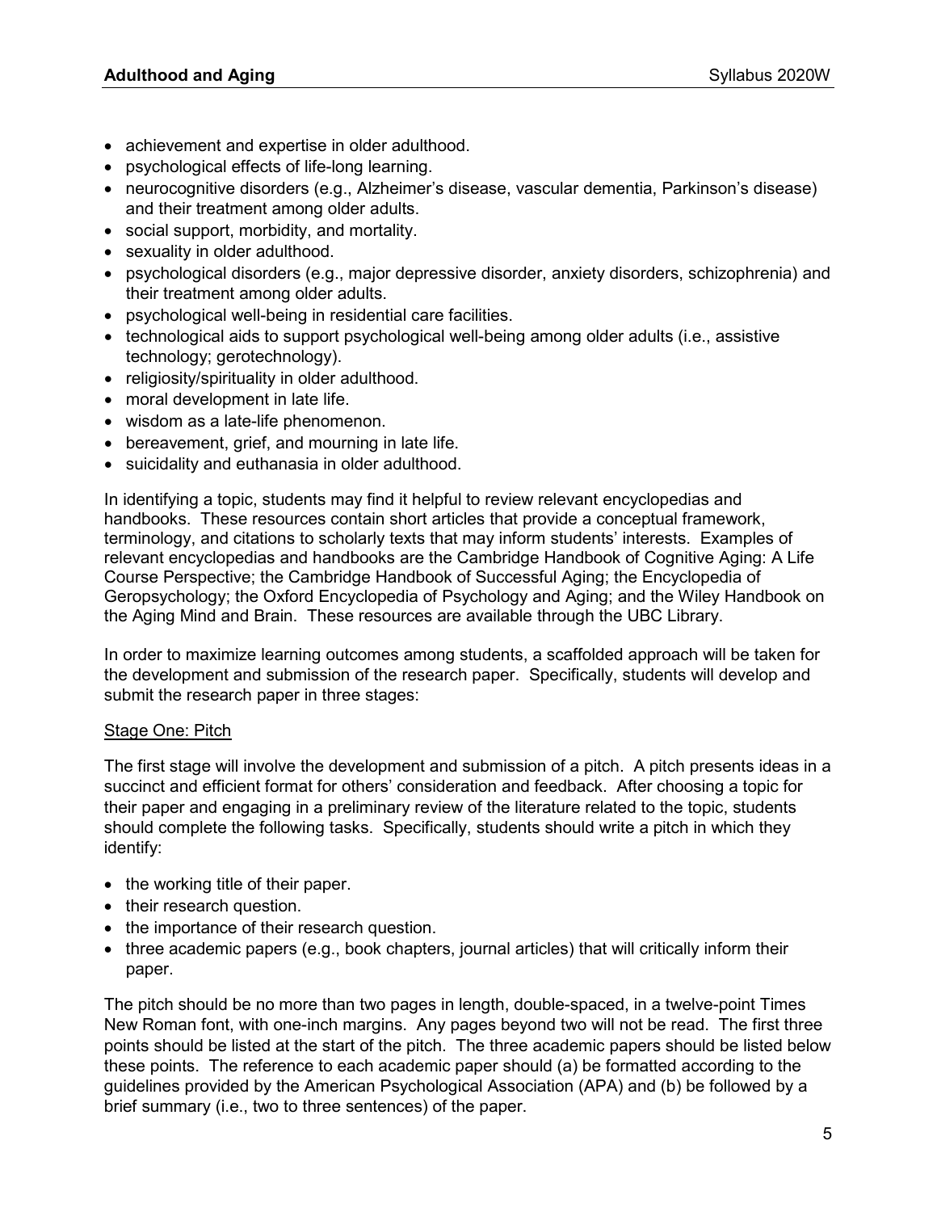- achievement and expertise in older adulthood.
- psychological effects of life-long learning.
- neurocognitive disorders (e.g., Alzheimer's disease, vascular dementia, Parkinson's disease) and their treatment among older adults.
- social support, morbidity, and mortality.
- sexuality in older adulthood.
- psychological disorders (e.g., major depressive disorder, anxiety disorders, schizophrenia) and their treatment among older adults.
- psychological well-being in residential care facilities.
- technological aids to support psychological well-being among older adults (i.e., assistive technology; gerotechnology).
- religiosity/spirituality in older adulthood.
- moral development in late life.
- wisdom as a late-life phenomenon.
- bereavement, grief, and mourning in late life.
- suicidality and euthanasia in older adulthood.

In identifying a topic, students may find it helpful to review relevant encyclopedias and handbooks. These resources contain short articles that provide a conceptual framework, terminology, and citations to scholarly texts that may inform students' interests. Examples of relevant encyclopedias and handbooks are the Cambridge Handbook of Cognitive Aging: A Life Course Perspective; the Cambridge Handbook of Successful Aging; the Encyclopedia of Geropsychology; the Oxford Encyclopedia of Psychology and Aging; and the Wiley Handbook on the Aging Mind and Brain. These resources are available through the UBC Library.

In order to maximize learning outcomes among students, a scaffolded approach will be taken for the development and submission of the research paper. Specifically, students will develop and submit the research paper in three stages:

<u>Stage One: Pitch</u>

The first stage will involve the development and submission of a pitch. A pitch presents ideas in a succinct and efficient format for others' consideration and feedback. After choosing a topic for their paper and engaging in a preliminary review of the literature related to the topic, students should complete the following tasks. Specifically, students should write a pitch in which they identify:

- the working title of their paper.
- their research question.
- the importance of their research question.
- three academic papers (e.g., book chapters, journal articles) that will critically inform their paper.

The pitch should be no more than two pages in length, double-spaced, in a twelve-point Times New Roman font, with one-inch margins. Any pages beyond two will not be read. The first three points should be listed at the start of the pitch. The three academic papers should be listed below these points. The reference to each academic paper should (a) be formatted according to the guidelines provided by the American Psychological Association (APA) and (b) be followed by a brief summary (i.e., two to three sentences) of the paper.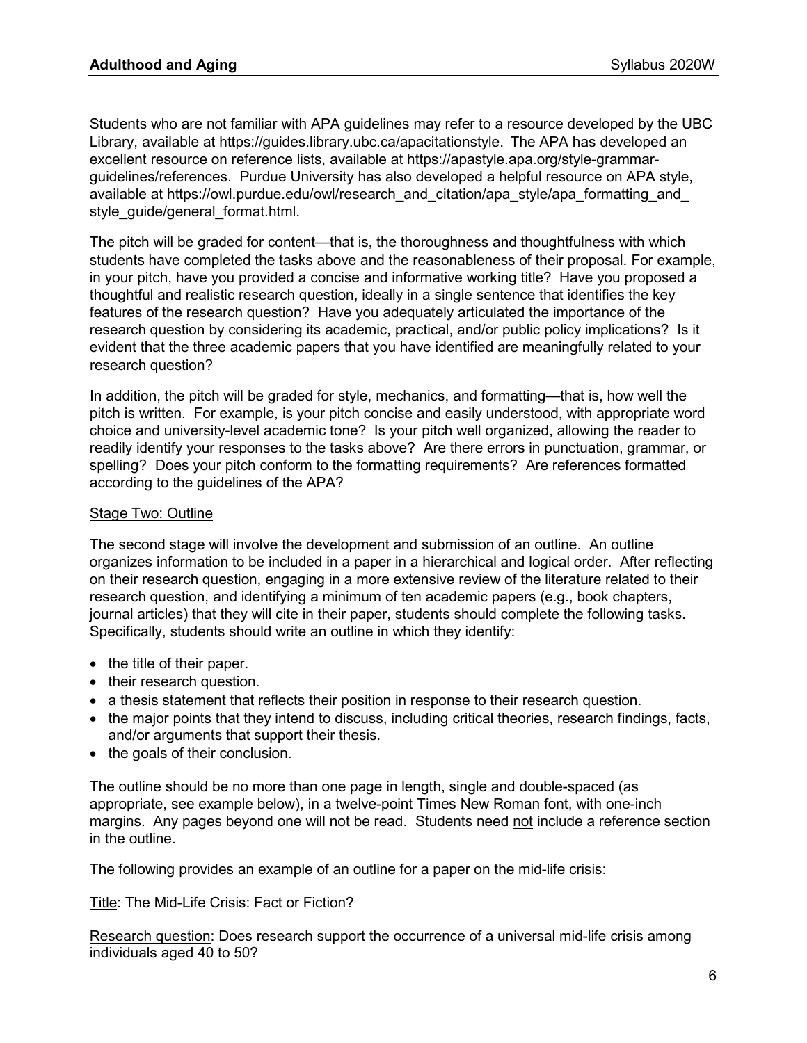Students who are not familiar with APA guidelines may refer to a resource developed by the UBC Library, available at https://guides.library.ubc.ca/apacitationstyle. The APA has developed an excellent resource on reference lists, available at https://apastyle.apa.org/style-grammar-guidelines/references. Purdue University has also developed a helpful resource on APA style, available at https://owl.purdue.edu/owl/research_and_citation/apa_style/apa_formatting_and_style_guide/general_format.html.

The pitch will be graded for content—that is, the thoroughness and thoughtfulness with which students have completed the tasks above and the reasonableness of their proposal. For example, in your pitch, have you provided a concise and informative working title? Have you proposed a thoughtful and realistic research question, ideally in a single sentence that identifies the key features of the research question? Have you adequately articulated the importance of the research question by considering its academic, practical, and/or public policy implications? Is it evident that the three academic papers that you have identified are meaningfully related to your research question?

In addition, the pitch will be graded for style, mechanics, and formatting—that is, how well the pitch is written. For example, is your pitch concise and easily understood, with appropriate word choice and university-level academic tone? Is your pitch well organized, allowing the reader to readily identify your responses to the tasks above? Are there errors in punctuation, grammar, or spelling? Does your pitch conform to the formatting requirements? Are references formatted according to the guidelines of the APA?

<u>Stage Two: Outline</u>

The second stage will involve the development and submission of an outline. An outline organizes information to be included in a paper in a hierarchical and logical order. After reflecting on their research question, engaging in a more extensive review of the literature related to their research question, and identifying a <u>minimum</u> of ten academic papers (e.g., book chapters, journal articles) that they will cite in their paper, students should complete the following tasks. Specifically, students should write an outline in which they identify:

- the title of their paper.
- their research question.
- a thesis statement that reflects their position in response to their research question.
- the major points that they intend to discuss, including critical theories, research findings, facts, and/or arguments that support their thesis.
- the goals of their conclusion.

The outline should be no more than one page in length, single and double-spaced (as appropriate, see example below), in a twelve-point Times New Roman font, with one-inch margins. Any pages beyond one will not be read. Students need <u>not</u> include a reference section in the outline.

The following provides an example of an outline for a paper on the mid-life crisis:

<u>Title</u>: The Mid-Life Crisis: Fact or Fiction?

<u>Research question</u>: Does research support the occurrence of a universal mid-life crisis among individuals aged 40 to 50?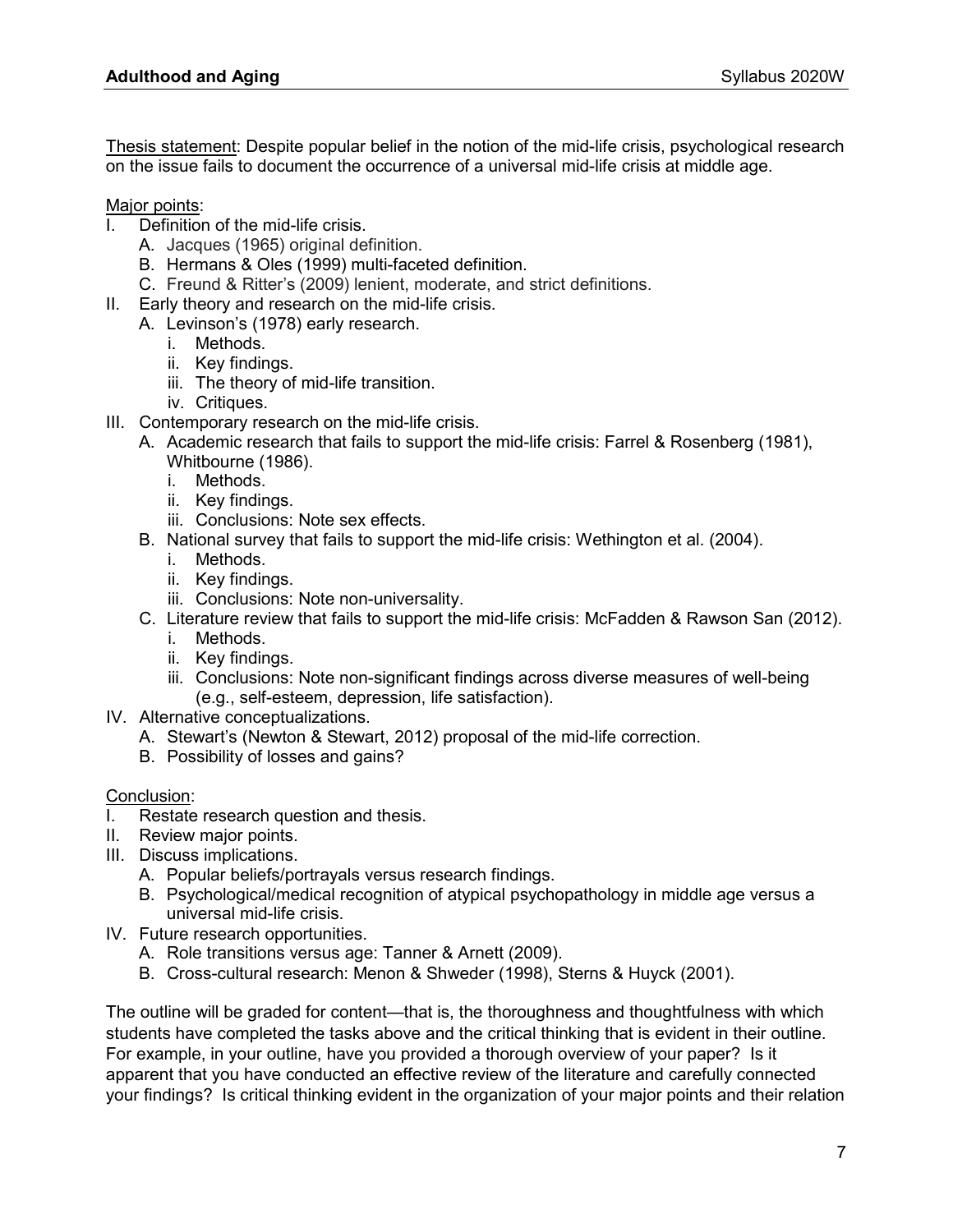<u>Thesis statement</u>: Despite popular belief in the notion of the mid-life crisis, psychological research on the issue fails to document the occurrence of a universal mid-life crisis at middle age.

<u>Major points</u>:

I. Definition of the mid-life crisis.
   A. Jacques (1965) original definition.
   B. Hermans & Oles (1999) multi-faceted definition.
   C. Freund & Ritter's (2009) lenient, moderate, and strict definitions.
II. Early theory and research on the mid-life crisis.
   A. Levinson's (1978) early research.
      i. Methods.
      ii. Key findings.
      iii. The theory of mid-life transition.
      iv. Critiques.
III. Contemporary research on the mid-life crisis.
   A. Academic research that fails to support the mid-life crisis: Farrel & Rosenberg (1981), Whitbourne (1986).
      i. Methods.
      ii. Key findings.
      iii. Conclusions: Note sex effects.
   B. National survey that fails to support the mid-life crisis: Wethington et al. (2004).
      i. Methods.
      ii. Key findings.
      iii. Conclusions: Note non-universality.
   C. Literature review that fails to support the mid-life crisis: McFadden & Rawson San (2012).
      i. Methods.
      ii. Key findings.
      iii. Conclusions: Note non-significant findings across diverse measures of well-being (e.g., self-esteem, depression, life satisfaction).
IV. Alternative conceptualizations.
   A. Stewart's (Newton & Stewart, 2012) proposal of the mid-life correction.
   B. Possibility of losses and gains?

<u>Conclusion</u>:

I. Restate research question and thesis.
II. Review major points.
III. Discuss implications.
   A. Popular beliefs/portrayals versus research findings.
   B. Psychological/medical recognition of atypical psychopathology in middle age versus a universal mid-life crisis.
IV. Future research opportunities.
   A. Role transitions versus age: Tanner & Arnett (2009).
   B. Cross-cultural research: Menon & Shweder (1998), Sterns & Huyck (2001).

The outline will be graded for content—that is, the thoroughness and thoughtfulness with which students have completed the tasks above and the critical thinking that is evident in their outline. For example, in your outline, have you provided a thorough overview of your paper? Is it apparent that you have conducted an effective review of the literature and carefully connected your findings? Is critical thinking evident in the organization of your major points and their relation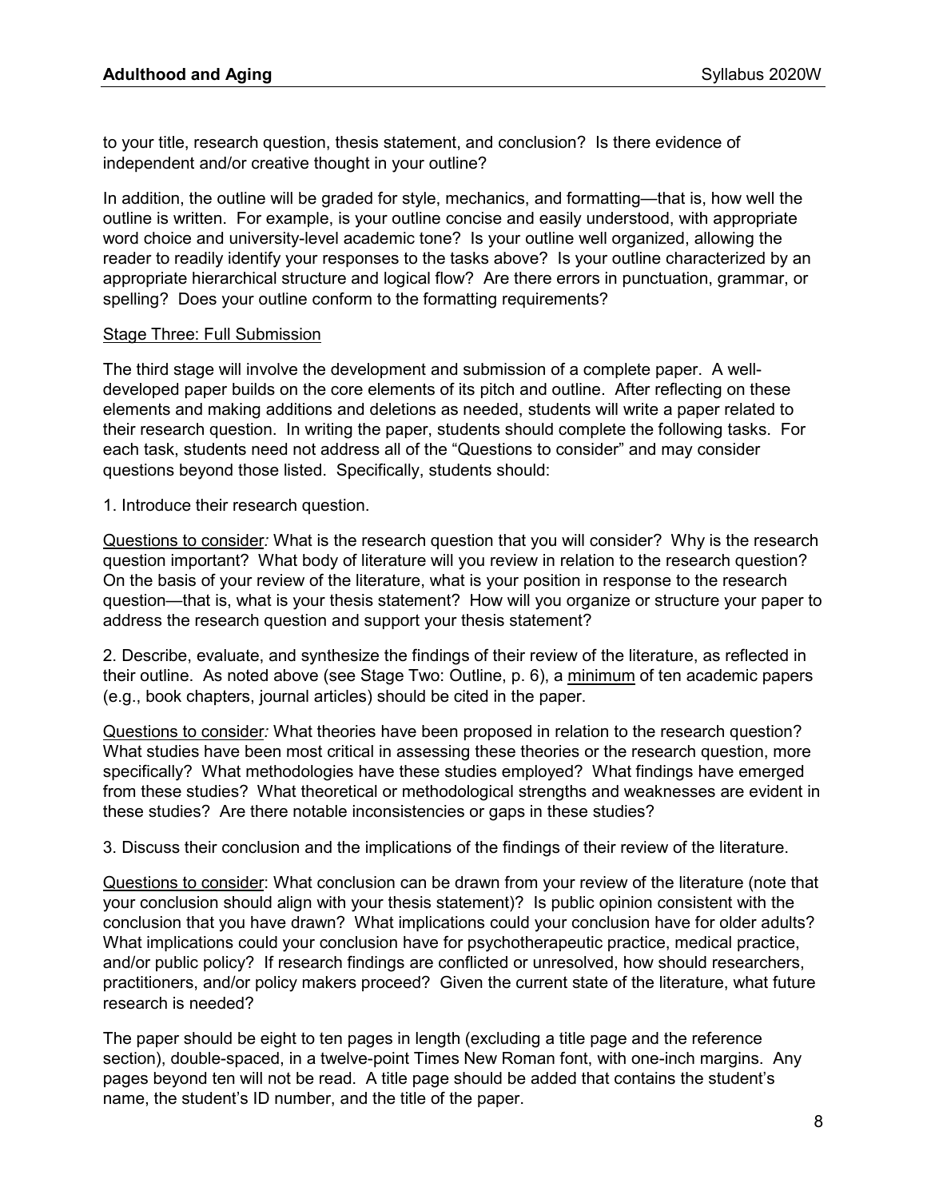to your title, research question, thesis statement, and conclusion? Is there evidence of independent and/or creative thought in your outline?

In addition, the outline will be graded for style, mechanics, and formatting—that is, how well the outline is written. For example, is your outline concise and easily understood, with appropriate word choice and university-level academic tone? Is your outline well organized, allowing the reader to readily identify your responses to the tasks above? Is your outline characterized by an appropriate hierarchical structure and logical flow? Are there errors in punctuation, grammar, or spelling? Does your outline conform to the formatting requirements?

<u>Stage Three: Full Submission</u>

The third stage will involve the development and submission of a complete paper. A well-developed paper builds on the core elements of its pitch and outline. After reflecting on these elements and making additions and deletions as needed, students will write a paper related to their research question. In writing the paper, students should complete the following tasks. For each task, students need not address all of the "Questions to consider" and may consider questions beyond those listed. Specifically, students should:

1. Introduce their research question.

<u>Questions to consider</u>*:* What is the research question that you will consider? Why is the research question important? What body of literature will you review in relation to the research question? On the basis of your review of the literature, what is your position in response to the research question—that is, what is your thesis statement? How will you organize or structure your paper to address the research question and support your thesis statement?

2. Describe, evaluate, and synthesize the findings of their review of the literature, as reflected in their outline. As noted above (see Stage Two: Outline, p. 6), a <u>minimum</u> of ten academic papers (e.g., book chapters, journal articles) should be cited in the paper.

<u>Questions to consider</u>*:* What theories have been proposed in relation to the research question? What studies have been most critical in assessing these theories or the research question, more specifically? What methodologies have these studies employed? What findings have emerged from these studies? What theoretical or methodological strengths and weaknesses are evident in these studies? Are there notable inconsistencies or gaps in these studies?

3. Discuss their conclusion and the implications of the findings of their review of the literature.

<u>Questions to consider</u>: What conclusion can be drawn from your review of the literature (note that your conclusion should align with your thesis statement)? Is public opinion consistent with the conclusion that you have drawn? What implications could your conclusion have for older adults? What implications could your conclusion have for psychotherapeutic practice, medical practice, and/or public policy? If research findings are conflicted or unresolved, how should researchers, practitioners, and/or policy makers proceed? Given the current state of the literature, what future research is needed?

The paper should be eight to ten pages in length (excluding a title page and the reference section), double-spaced, in a twelve-point Times New Roman font, with one-inch margins. Any pages beyond ten will not be read. A title page should be added that contains the student's name, the student's ID number, and the title of the paper.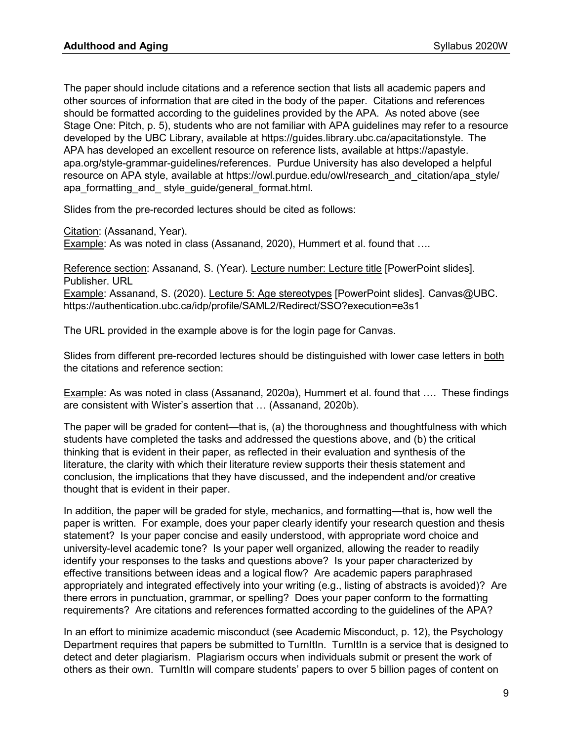The paper should include citations and a reference section that lists all academic papers and other sources of information that are cited in the body of the paper. Citations and references should be formatted according to the guidelines provided by the APA. As noted above (see Stage One: Pitch, p. 5), students who are not familiar with APA guidelines may refer to a resource developed by the UBC Library, available at https://guides.library.ubc.ca/apacitationstyle. The APA has developed an excellent resource on reference lists, available at https://apastyle.apa.org/style-grammar-guidelines/references. Purdue University has also developed a helpful resource on APA style, available at https://owl.purdue.edu/owl/research_and_citation/apa_style/apa_formatting_and_style_guide/general_format.html.

Slides from the pre-recorded lectures should be cited as follows:

<u>Citation</u>: (Assanand, Year).
<u>Example</u>: As was noted in class (Assanand, 2020), Hummert et al. found that ….

<u>Reference section</u>: Assanand, S. (Year). <u>Lecture number: Lecture title</u> [PowerPoint slides]. Publisher. URL
<u>Example</u>: Assanand, S. (2020). <u>Lecture 5: Age stereotypes</u> [PowerPoint slides]. Canvas@UBC. https://authentication.ubc.ca/idp/profile/SAML2/Redirect/SSO?execution=e3s1

The URL provided in the example above is for the login page for Canvas.

Slides from different pre-recorded lectures should be distinguished with lower case letters in <u>both</u> the citations and reference section:

<u>Example</u>: As was noted in class (Assanand, 2020a), Hummert et al. found that …. These findings are consistent with Wister's assertion that … (Assanand, 2020b).

The paper will be graded for content—that is, (a) the thoroughness and thoughtfulness with which students have completed the tasks and addressed the questions above, and (b) the critical thinking that is evident in their paper, as reflected in their evaluation and synthesis of the literature, the clarity with which their literature review supports their thesis statement and conclusion, the implications that they have discussed, and the independent and/or creative thought that is evident in their paper.

In addition, the paper will be graded for style, mechanics, and formatting—that is, how well the paper is written. For example, does your paper clearly identify your research question and thesis statement? Is your paper concise and easily understood, with appropriate word choice and university-level academic tone? Is your paper well organized, allowing the reader to readily identify your responses to the tasks and questions above? Is your paper characterized by effective transitions between ideas and a logical flow? Are academic papers paraphrased appropriately and integrated effectively into your writing (e.g., listing of abstracts is avoided)? Are there errors in punctuation, grammar, or spelling? Does your paper conform to the formatting requirements? Are citations and references formatted according to the guidelines of the APA?

In an effort to minimize academic misconduct (see Academic Misconduct, p. 12), the Psychology Department requires that papers be submitted to TurnItIn. TurnItIn is a service that is designed to detect and deter plagiarism. Plagiarism occurs when individuals submit or present the work of others as their own. TurnItIn will compare students' papers to over 5 billion pages of content on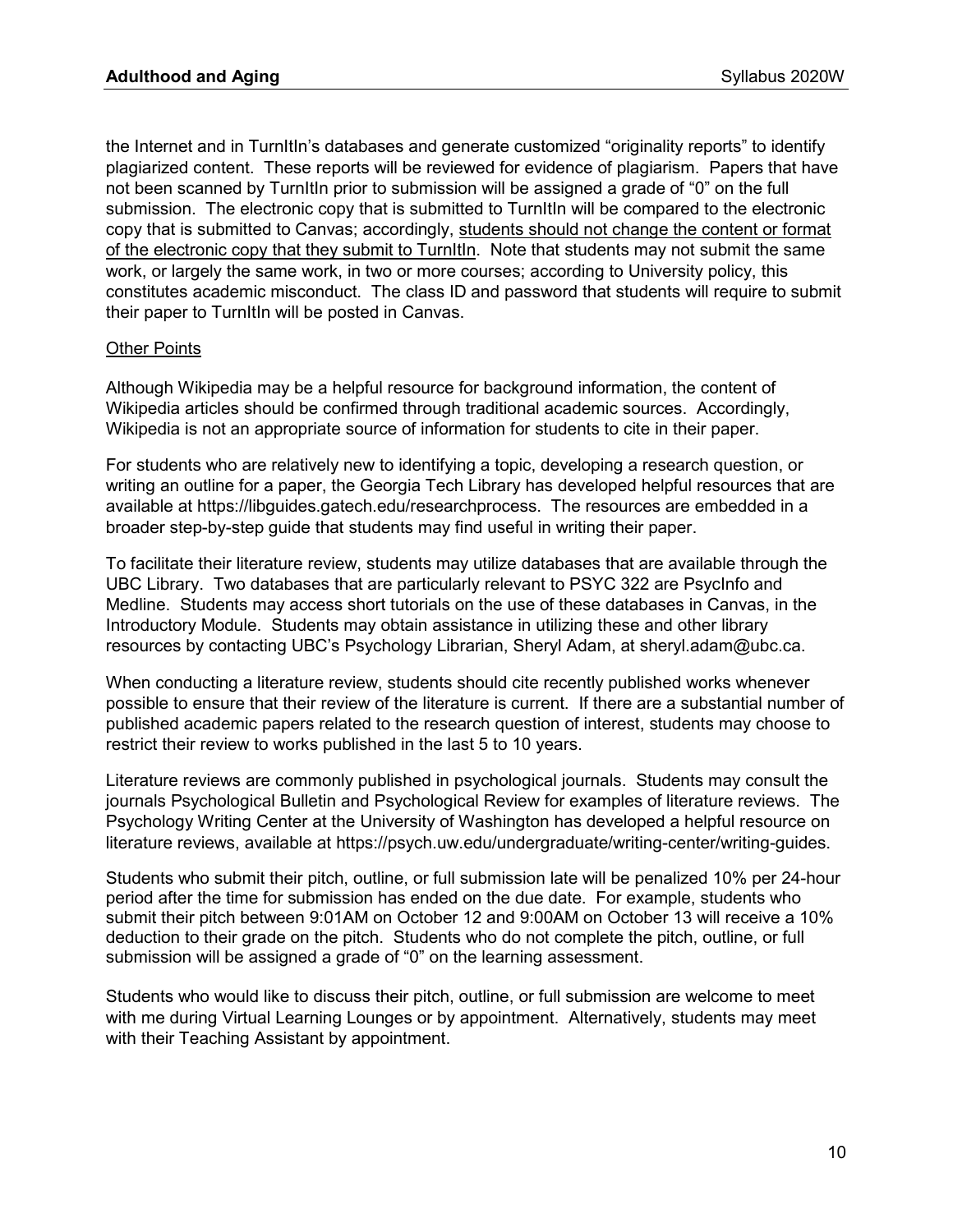the Internet and in TurnItIn's databases and generate customized "originality reports" to identify plagiarized content. These reports will be reviewed for evidence of plagiarism. Papers that have not been scanned by TurnItIn prior to submission will be assigned a grade of "0" on the full submission. The electronic copy that is submitted to TurnItIn will be compared to the electronic copy that is submitted to Canvas; accordingly, <u>students should not change the content or format of the electronic copy that they submit to TurnItIn</u>. Note that students may not submit the same work, or largely the same work, in two or more courses; according to University policy, this constitutes academic misconduct. The class ID and password that students will require to submit their paper to TurnItIn will be posted in Canvas.

<u>Other Points</u>

Although Wikipedia may be a helpful resource for background information, the content of Wikipedia articles should be confirmed through traditional academic sources. Accordingly, Wikipedia is not an appropriate source of information for students to cite in their paper.

For students who are relatively new to identifying a topic, developing a research question, or writing an outline for a paper, the Georgia Tech Library has developed helpful resources that are available at https://libguides.gatech.edu/researchprocess. The resources are embedded in a broader step-by-step guide that students may find useful in writing their paper.

To facilitate their literature review, students may utilize databases that are available through the UBC Library. Two databases that are particularly relevant to PSYC 322 are PsycInfo and Medline. Students may access short tutorials on the use of these databases in Canvas, in the Introductory Module. Students may obtain assistance in utilizing these and other library resources by contacting UBC's Psychology Librarian, Sheryl Adam, at sheryl.adam@ubc.ca.

When conducting a literature review, students should cite recently published works whenever possible to ensure that their review of the literature is current. If there are a substantial number of published academic papers related to the research question of interest, students may choose to restrict their review to works published in the last 5 to 10 years.

Literature reviews are commonly published in psychological journals. Students may consult the journals Psychological Bulletin and Psychological Review for examples of literature reviews. The Psychology Writing Center at the University of Washington has developed a helpful resource on literature reviews, available at https://psych.uw.edu/undergraduate/writing-center/writing-guides.

Students who submit their pitch, outline, or full submission late will be penalized 10% per 24-hour period after the time for submission has ended on the due date. For example, students who submit their pitch between 9:01AM on October 12 and 9:00AM on October 13 will receive a 10% deduction to their grade on the pitch. Students who do not complete the pitch, outline, or full submission will be assigned a grade of "0" on the learning assessment.

Students who would like to discuss their pitch, outline, or full submission are welcome to meet with me during Virtual Learning Lounges or by appointment. Alternatively, students may meet with their Teaching Assistant by appointment.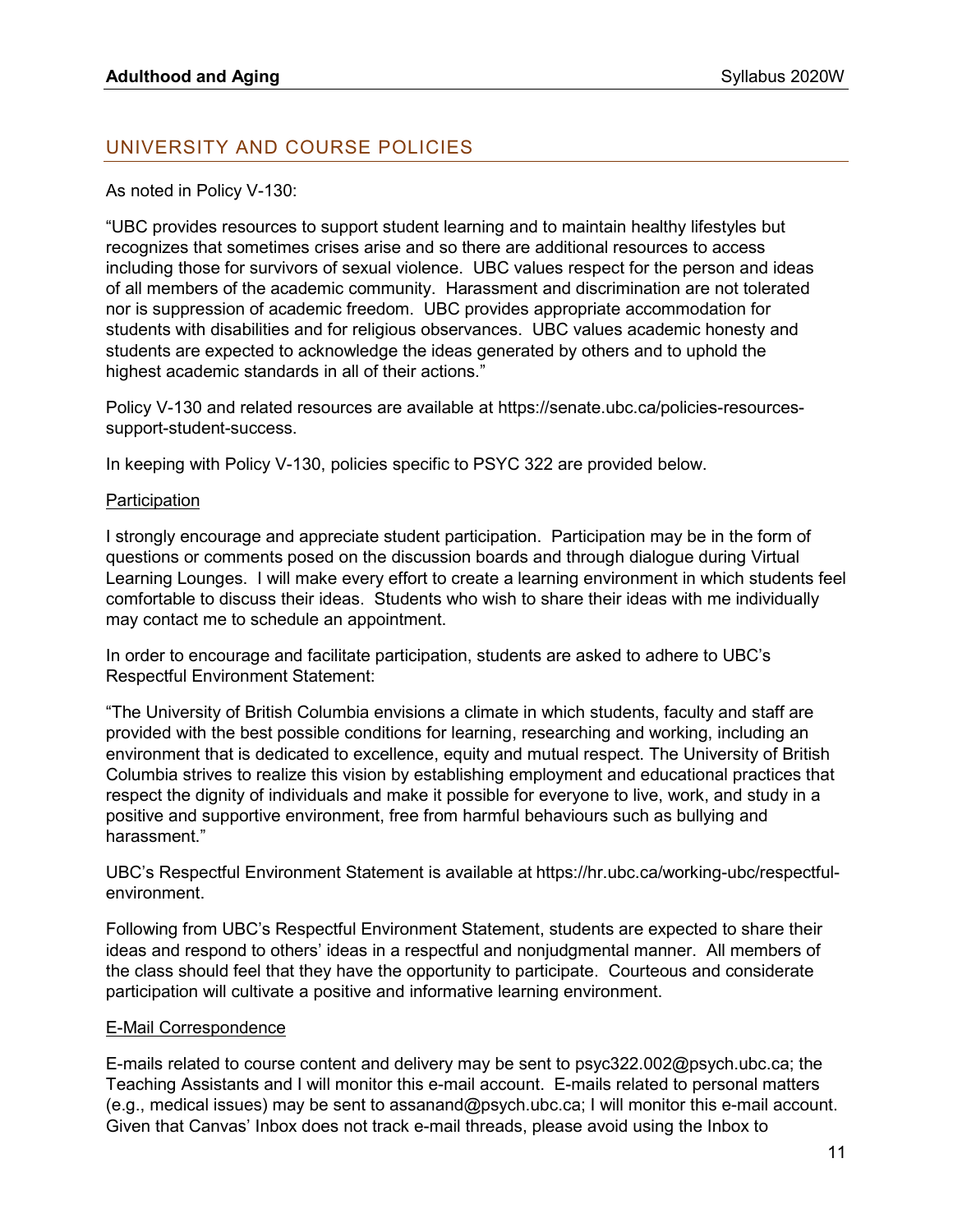## UNIVERSITY AND COURSE POLICIES

As noted in Policy V-130:

"UBC provides resources to support student learning and to maintain healthy lifestyles but recognizes that sometimes crises arise and so there are additional resources to access including those for survivors of sexual violence. UBC values respect for the person and ideas of all members of the academic community. Harassment and discrimination are not tolerated nor is suppression of academic freedom. UBC provides appropriate accommodation for students with disabilities and for religious observances. UBC values academic honesty and students are expected to acknowledge the ideas generated by others and to uphold the highest academic standards in all of their actions."

Policy V-130 and related resources are available at https://senate.ubc.ca/policies-resources-support-student-success.

In keeping with Policy V-130, policies specific to PSYC 322 are provided below.

### Participation

I strongly encourage and appreciate student participation. Participation may be in the form of questions or comments posed on the discussion boards and through dialogue during Virtual Learning Lounges. I will make every effort to create a learning environment in which students feel comfortable to discuss their ideas. Students who wish to share their ideas with me individually may contact me to schedule an appointment.

In order to encourage and facilitate participation, students are asked to adhere to UBC's Respectful Environment Statement:

"The University of British Columbia envisions a climate in which students, faculty and staff are provided with the best possible conditions for learning, researching and working, including an environment that is dedicated to excellence, equity and mutual respect. The University of British Columbia strives to realize this vision by establishing employment and educational practices that respect the dignity of individuals and make it possible for everyone to live, work, and study in a positive and supportive environment, free from harmful behaviours such as bullying and harassment."

UBC's Respectful Environment Statement is available at https://hr.ubc.ca/working-ubc/respectful-environment.

Following from UBC's Respectful Environment Statement, students are expected to share their ideas and respond to others' ideas in a respectful and nonjudgmental manner. All members of the class should feel that they have the opportunity to participate. Courteous and considerate participation will cultivate a positive and informative learning environment.

### E-Mail Correspondence

E-mails related to course content and delivery may be sent to psyc322.002@psych.ubc.ca; the Teaching Assistants and I will monitor this e-mail account. E-mails related to personal matters (e.g., medical issues) may be sent to assanand@psych.ubc.ca; I will monitor this e-mail account. Given that Canvas' Inbox does not track e-mail threads, please avoid using the Inbox to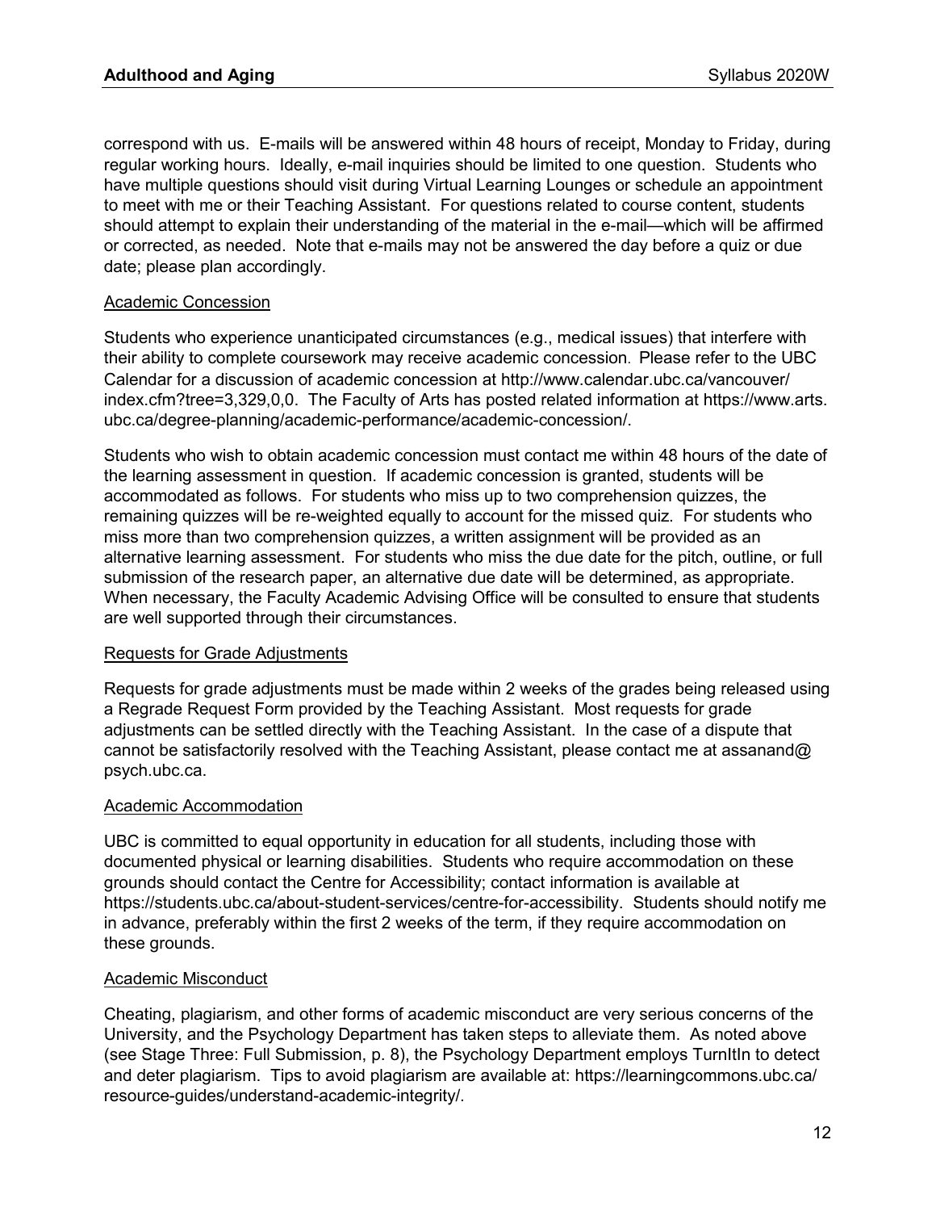correspond with us. E-mails will be answered within 48 hours of receipt, Monday to Friday, during regular working hours. Ideally, e-mail inquiries should be limited to one question. Students who have multiple questions should visit during Virtual Learning Lounges or schedule an appointment to meet with me or their Teaching Assistant. For questions related to course content, students should attempt to explain their understanding of the material in the e-mail—which will be affirmed or corrected, as needed. Note that e-mails may not be answered the day before a quiz or due date; please plan accordingly.

### Academic Concession

Students who experience unanticipated circumstances (e.g., medical issues) that interfere with their ability to complete coursework may receive academic concession. Please refer to the UBC Calendar for a discussion of academic concession at http://www.calendar.ubc.ca/vancouver/index.cfm?tree=3,329,0,0. The Faculty of Arts has posted related information at https://www.arts.ubc.ca/degree-planning/academic-performance/academic-concession/.

Students who wish to obtain academic concession must contact me within 48 hours of the date of the learning assessment in question. If academic concession is granted, students will be accommodated as follows. For students who miss up to two comprehension quizzes, the remaining quizzes will be re-weighted equally to account for the missed quiz. For students who miss more than two comprehension quizzes, a written assignment will be provided as an alternative learning assessment. For students who miss the due date for the pitch, outline, or full submission of the research paper, an alternative due date will be determined, as appropriate. When necessary, the Faculty Academic Advising Office will be consulted to ensure that students are well supported through their circumstances.

### Requests for Grade Adjustments

Requests for grade adjustments must be made within 2 weeks of the grades being released using a Regrade Request Form provided by the Teaching Assistant. Most requests for grade adjustments can be settled directly with the Teaching Assistant. In the case of a dispute that cannot be satisfactorily resolved with the Teaching Assistant, please contact me at assanand@psych.ubc.ca.

### Academic Accommodation

UBC is committed to equal opportunity in education for all students, including those with documented physical or learning disabilities. Students who require accommodation on these grounds should contact the Centre for Accessibility; contact information is available at https://students.ubc.ca/about-student-services/centre-for-accessibility. Students should notify me in advance, preferably within the first 2 weeks of the term, if they require accommodation on these grounds.

### Academic Misconduct

Cheating, plagiarism, and other forms of academic misconduct are very serious concerns of the University, and the Psychology Department has taken steps to alleviate them. As noted above (see Stage Three: Full Submission, p. 8), the Psychology Department employs TurnItIn to detect and deter plagiarism. Tips to avoid plagiarism are available at: https://learningcommons.ubc.ca/resource-guides/understand-academic-integrity/.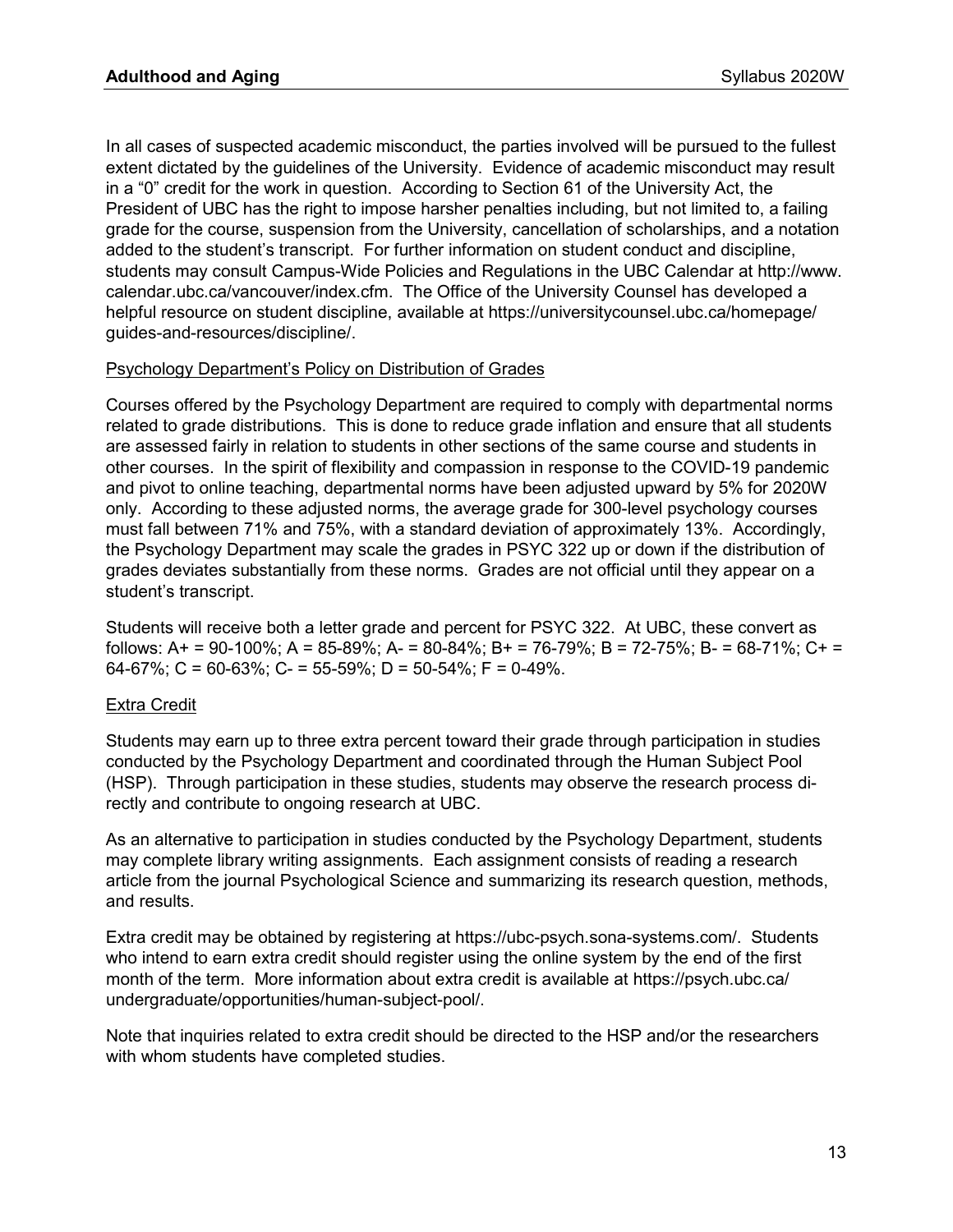In all cases of suspected academic misconduct, the parties involved will be pursued to the fullest extent dictated by the guidelines of the University. Evidence of academic misconduct may result in a "0" credit for the work in question. According to Section 61 of the University Act, the President of UBC has the right to impose harsher penalties including, but not limited to, a failing grade for the course, suspension from the University, cancellation of scholarships, and a notation added to the student's transcript. For further information on student conduct and discipline, students may consult Campus-Wide Policies and Regulations in the UBC Calendar at http://www.calendar.ubc.ca/vancouver/index.cfm. The Office of the University Counsel has developed a helpful resource on student discipline, available at https://universitycounsel.ubc.ca/homepage/guides-and-resources/discipline/.

<u>Psychology Department's Policy on Distribution of Grades</u>

Courses offered by the Psychology Department are required to comply with departmental norms related to grade distributions. This is done to reduce grade inflation and ensure that all students are assessed fairly in relation to students in other sections of the same course and students in other courses. In the spirit of flexibility and compassion in response to the COVID-19 pandemic and pivot to online teaching, departmental norms have been adjusted upward by 5% for 2020W only. According to these adjusted norms, the average grade for 300-level psychology courses must fall between 71% and 75%, with a standard deviation of approximately 13%. Accordingly, the Psychology Department may scale the grades in PSYC 322 up or down if the distribution of grades deviates substantially from these norms. Grades are not official until they appear on a student's transcript.

Students will receive both a letter grade and percent for PSYC 322. At UBC, these convert as follows: A+ = 90-100%; A = 85-89%; A- = 80-84%; B+ = 76-79%; B = 72-75%; B- = 68-71%; C+ = 64-67%; C = 60-63%; C- = 55-59%; D = 50-54%; F = 0-49%.

<u>Extra Credit</u>

Students may earn up to three extra percent toward their grade through participation in studies conducted by the Psychology Department and coordinated through the Human Subject Pool (HSP). Through participation in these studies, students may observe the research process directly and contribute to ongoing research at UBC.

As an alternative to participation in studies conducted by the Psychology Department, students may complete library writing assignments. Each assignment consists of reading a research article from the journal Psychological Science and summarizing its research question, methods, and results.

Extra credit may be obtained by registering at https://ubc-psych.sona-systems.com/. Students who intend to earn extra credit should register using the online system by the end of the first month of the term. More information about extra credit is available at https://psych.ubc.ca/undergraduate/opportunities/human-subject-pool/.

Note that inquiries related to extra credit should be directed to the HSP and/or the researchers with whom students have completed studies.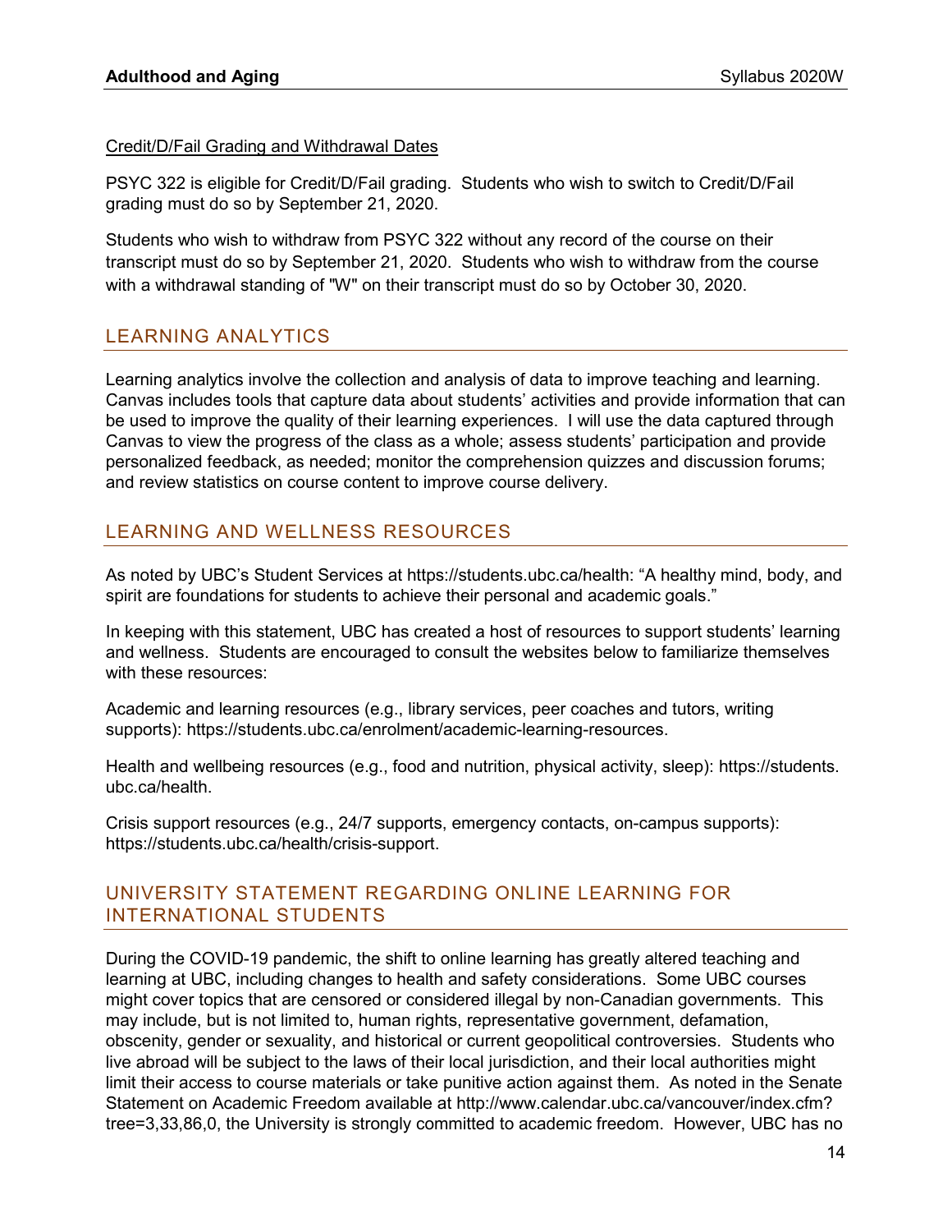Credit/D/Fail Grading and Withdrawal Dates

PSYC 322 is eligible for Credit/D/Fail grading. Students who wish to switch to Credit/D/Fail grading must do so by September 21, 2020.

Students who wish to withdraw from PSYC 322 without any record of the course on their transcript must do so by September 21, 2020. Students who wish to withdraw from the course with a withdrawal standing of "W" on their transcript must do so by October 30, 2020.

## LEARNING ANALYTICS

Learning analytics involve the collection and analysis of data to improve teaching and learning. Canvas includes tools that capture data about students' activities and provide information that can be used to improve the quality of their learning experiences. I will use the data captured through Canvas to view the progress of the class as a whole; assess students' participation and provide personalized feedback, as needed; monitor the comprehension quizzes and discussion forums; and review statistics on course content to improve course delivery.

## LEARNING AND WELLNESS RESOURCES

As noted by UBC's Student Services at https://students.ubc.ca/health: "A healthy mind, body, and spirit are foundations for students to achieve their personal and academic goals."

In keeping with this statement, UBC has created a host of resources to support students' learning and wellness. Students are encouraged to consult the websites below to familiarize themselves with these resources:

Academic and learning resources (e.g., library services, peer coaches and tutors, writing supports): https://students.ubc.ca/enrolment/academic-learning-resources.

Health and wellbeing resources (e.g., food and nutrition, physical activity, sleep): https://students.ubc.ca/health.

Crisis support resources (e.g., 24/7 supports, emergency contacts, on-campus supports): https://students.ubc.ca/health/crisis-support.

## UNIVERSITY STATEMENT REGARDING ONLINE LEARNING FOR INTERNATIONAL STUDENTS

During the COVID-19 pandemic, the shift to online learning has greatly altered teaching and learning at UBC, including changes to health and safety considerations. Some UBC courses might cover topics that are censored or considered illegal by non-Canadian governments. This may include, but is not limited to, human rights, representative government, defamation, obscenity, gender or sexuality, and historical or current geopolitical controversies. Students who live abroad will be subject to the laws of their local jurisdiction, and their local authorities might limit their access to course materials or take punitive action against them. As noted in the Senate Statement on Academic Freedom available at http://www.calendar.ubc.ca/vancouver/index.cfm?tree=3,33,86,0, the University is strongly committed to academic freedom. However, UBC has no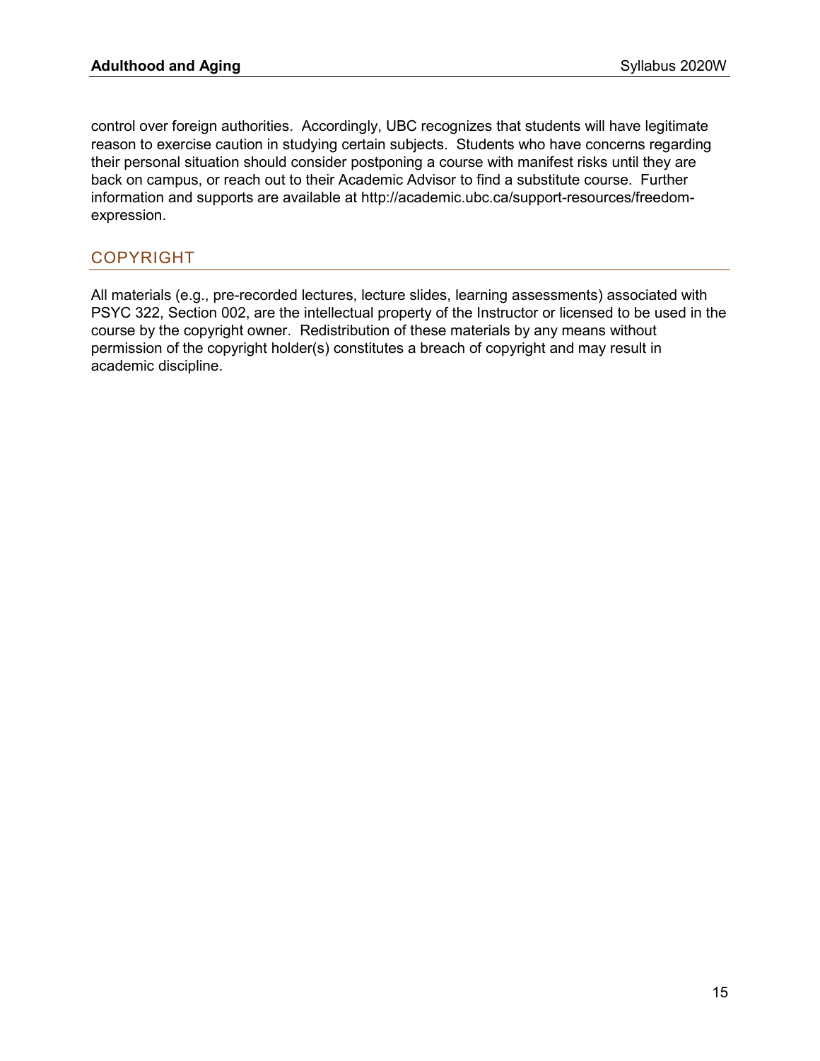control over foreign authorities. Accordingly, UBC recognizes that students will have legitimate reason to exercise caution in studying certain subjects. Students who have concerns regarding their personal situation should consider postponing a course with manifest risks until they are back on campus, or reach out to their Academic Advisor to find a substitute course. Further information and supports are available at http://academic.ubc.ca/support-resources/freedom-expression.

## COPYRIGHT

All materials (e.g., pre-recorded lectures, lecture slides, learning assessments) associated with PSYC 322, Section 002, are the intellectual property of the Instructor or licensed to be used in the course by the copyright owner. Redistribution of these materials by any means without permission of the copyright holder(s) constitutes a breach of copyright and may result in academic discipline.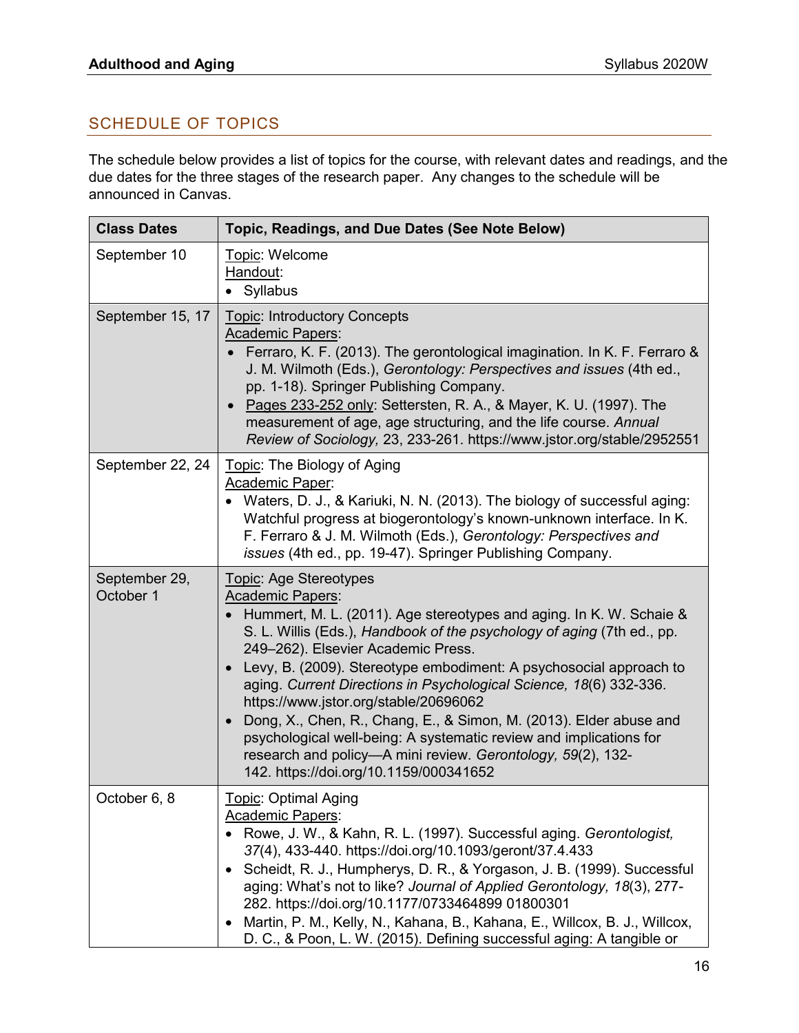## SCHEDULE OF TOPICS

The schedule below provides a list of topics for the course, with relevant dates and readings, and the due dates for the three stages of the research paper. Any changes to the schedule will be announced in Canvas.

| Class Dates | Topic, Readings, and Due Dates (See Note Below) |
|---|---|
| September 10 | Topic: Welcome<br>Handout:<br>• Syllabus |
| September 15, 17 | Topic: Introductory Concepts<br>Academic Papers:<br>• Ferraro, K. F. (2013). The gerontological imagination. In K. F. Ferraro & J. M. Wilmoth (Eds.), *Gerontology: Perspectives and issues* (4th ed., pp. 1-18). Springer Publishing Company.<br>• Pages 233-252 only: Settersten, R. A., & Mayer, K. U. (1997). The measurement of age, age structuring, and the life course. *Annual Review of Sociology,* 23, 233-261. https://www.jstor.org/stable/2952551 |
| September 22, 24 | Topic: The Biology of Aging<br>Academic Paper:<br>• Waters, D. J., & Kariuki, N. N. (2013). The biology of successful aging: Watchful progress at biogerontology's known-unknown interface. In K. F. Ferraro & J. M. Wilmoth (Eds.), *Gerontology: Perspectives and issues* (4th ed., pp. 19-47). Springer Publishing Company. |
| September 29, October 1 | Topic: Age Stereotypes<br>Academic Papers:<br>• Hummert, M. L. (2011). Age stereotypes and aging. In K. W. Schaie & S. L. Willis (Eds.), *Handbook of the psychology of aging* (7th ed., pp. 249–262). Elsevier Academic Press.<br>• Levy, B. (2009). Stereotype embodiment: A psychosocial approach to aging. *Current Directions in Psychological Science, 18*(6) 332-336. https://www.jstor.org/stable/20696062<br>• Dong, X., Chen, R., Chang, E., & Simon, M. (2013). Elder abuse and psychological well-being: A systematic review and implications for research and policy—A mini review. *Gerontology, 59*(2), 132-142. https://doi.org/10.1159/000341652 |
| October 6, 8 | Topic: Optimal Aging<br>Academic Papers:<br>• Rowe, J. W., & Kahn, R. L. (1997). Successful aging. *Gerontologist, 37*(4), 433-440. https://doi.org/10.1093/geront/37.4.433<br>• Scheidt, R. J., Humpherys, D. R., & Yorgason, J. B. (1999). Successful aging: What's not to like? *Journal of Applied Gerontology, 18*(3), 277-282. https://doi.org/10.1177/0733464899 01800301<br>• Martin, P. M., Kelly, N., Kahana, B., Kahana, E., Willcox, B. J., Willcox, D. C., & Poon, L. W. (2015). Defining successful aging: A tangible or |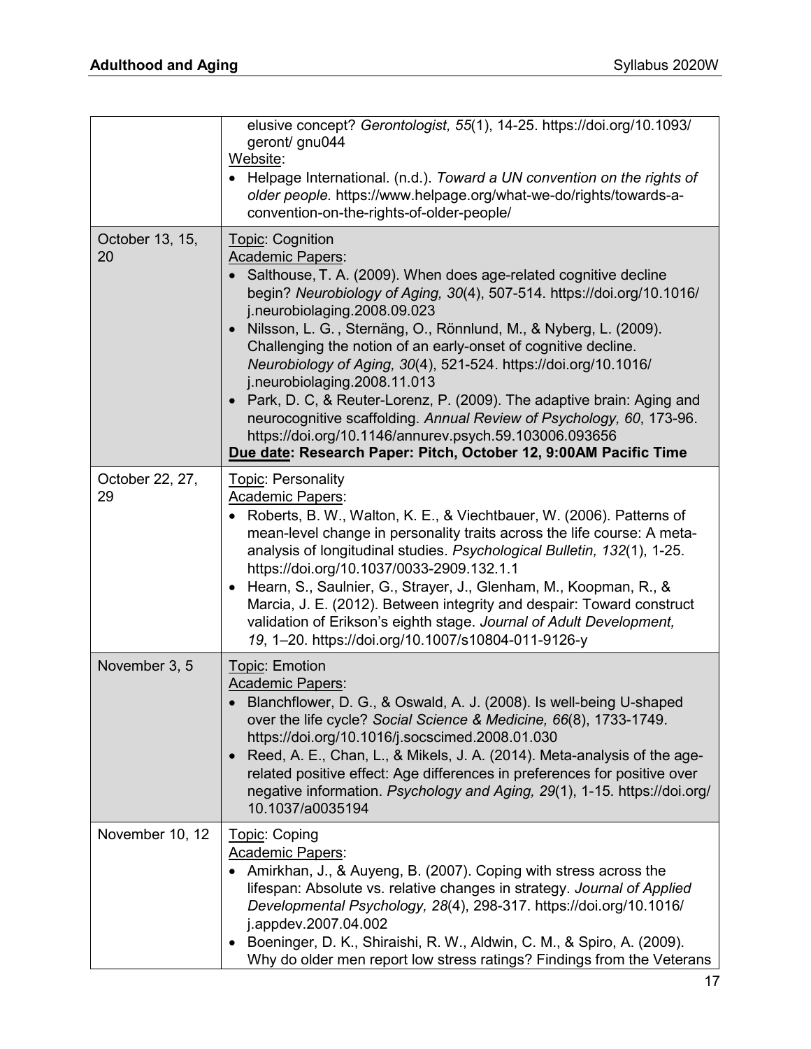| | |
|---|---|
| | elusive concept? *Gerontologist, 55*(1), 14-25. https://doi.org/10.1093/ geront/ gnu044<br>Website:<br>• Helpage International. (n.d.). *Toward a UN convention on the rights of older people.* https://www.helpage.org/what-we-do/rights/towards-a-convention-on-the-rights-of-older-people/ |
| October 13, 15, 20 | Topic: Cognition<br>Academic Papers:<br>• Salthouse, T. A. (2009). When does age-related cognitive decline begin? *Neurobiology of Aging, 30*(4), 507-514. https://doi.org/10.1016/ j.neurobiolaging.2008.09.023<br>• Nilsson, L. G. , Sternäng, O., Rönnlund, M., & Nyberg, L. (2009). Challenging the notion of an early-onset of cognitive decline. *Neurobiology of Aging, 30*(4), 521-524. https://doi.org/10.1016/ j.neurobiolaging.2008.11.013<br>• Park, D. C, & Reuter-Lorenz, P. (2009). The adaptive brain: Aging and neurocognitive scaffolding. *Annual Review of Psychology, 60*, 173-96. https://doi.org/10.1146/annurev.psych.59.103006.093656<br>**Due date: Research Paper: Pitch, October 12, 9:00AM Pacific Time** |
| October 22, 27, 29 | Topic: Personality<br>Academic Papers:<br>• Roberts, B. W., Walton, K. E., & Viechtbauer, W. (2006). Patterns of mean-level change in personality traits across the life course: A meta-analysis of longitudinal studies. *Psychological Bulletin, 132*(1), 1-25. https://doi.org/10.1037/0033-2909.132.1.1<br>• Hearn, S., Saulnier, G., Strayer, J., Glenham, M., Koopman, R., & Marcia, J. E. (2012). Between integrity and despair: Toward construct validation of Erikson's eighth stage. *Journal of Adult Development, 19*, 1–20. https://doi.org/10.1007/s10804-011-9126-y |
| November 3, 5 | Topic: Emotion<br>Academic Papers:<br>• Blanchflower, D. G., & Oswald, A. J. (2008). Is well-being U-shaped over the life cycle? *Social Science & Medicine, 66*(8), 1733-1749. https://doi.org/10.1016/j.socscimed.2008.01.030<br>• Reed, A. E., Chan, L., & Mikels, J. A. (2014). Meta-analysis of the age-related positive effect: Age differences in preferences for positive over negative information. *Psychology and Aging, 29*(1), 1-15. https://doi.org/ 10.1037/a0035194 |
| November 10, 12 | Topic: Coping<br>Academic Papers:<br>• Amirkhan, J., & Auyeng, B. (2007). Coping with stress across the lifespan: Absolute vs. relative changes in strategy. *Journal of Applied Developmental Psychology, 28*(4), 298-317. https://doi.org/10.1016/ j.appdev.2007.04.002<br>• Boeninger, D. K., Shiraishi, R. W., Aldwin, C. M., & Spiro, A. (2009). Why do older men report low stress ratings? Findings from the Veterans |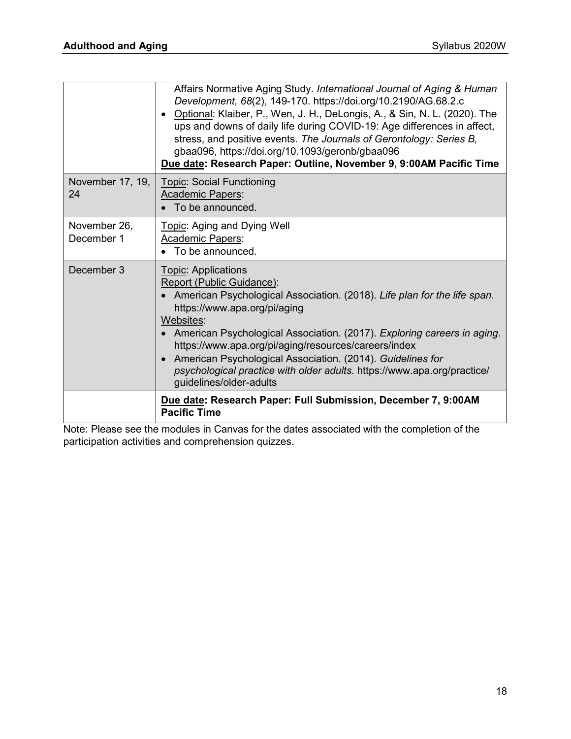| | |
|---|---|
| | Affairs Normative Aging Study. *International Journal of Aging & Human Development, 68*(2), 149-170. https://doi.org/10.2190/AG.68.2.c<br>• <u>Optional</u>: Klaiber, P., Wen, J. H., DeLongis, A., & Sin, N. L. (2020). The ups and downs of daily life during COVID-19: Age differences in affect, stress, and positive events. *The Journals of Gerontology: Series B,* gbaa096, https://doi.org/10.1093/geronb/gbaa096<br>**<u>Due date</u>: Research Paper: Outline, November 9, 9:00AM Pacific Time** |
| November 17, 19, 24 | <u>Topic</u>: Social Functioning<br><u>Academic Papers</u>:<br>• To be announced. |
| November 26, December 1 | <u>Topic</u>: Aging and Dying Well<br><u>Academic Papers</u>:<br>• To be announced. |
| December 3 | <u>Topic</u>: Applications<br><u>Report (Public Guidance)</u>:<br>• American Psychological Association. (2018). *Life plan for the life span.* https://www.apa.org/pi/aging<br><u>Websites</u>:<br>• American Psychological Association. (2017). *Exploring careers in aging.* https://www.apa.org/pi/aging/resources/careers/index<br>• American Psychological Association. (2014). *Guidelines for psychological practice with older adults.* https://www.apa.org/practice/guidelines/older-adults |
| | **<u>Due date</u>: Research Paper: Full Submission, December 7, 9:00AM Pacific Time** |

Note: Please see the modules in Canvas for the dates associated with the completion of the participation activities and comprehension quizzes.